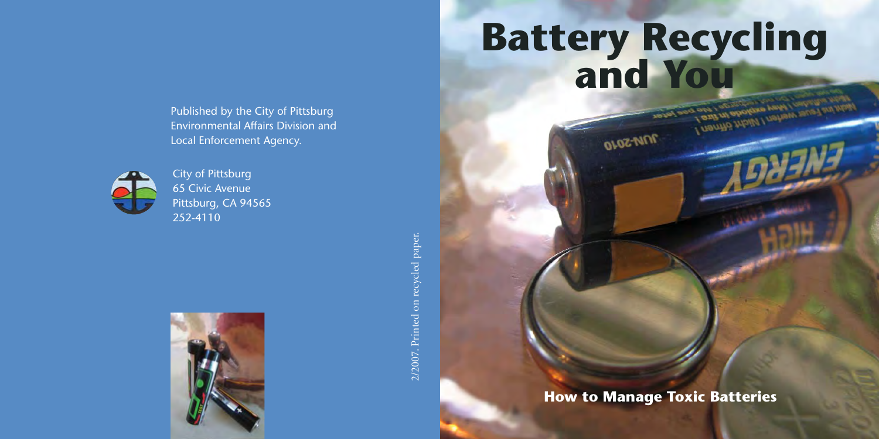Published by the City of Pittsburg Environmental Affairs Division and Local Enforcement Agency.

City of Pittsburg
65 Civic Avenue
Pittsburg, CA 94565
252-4110

2/2007. Printed on recycled paper.

# Battery Recycling and You

## How to Manage Toxic Batteries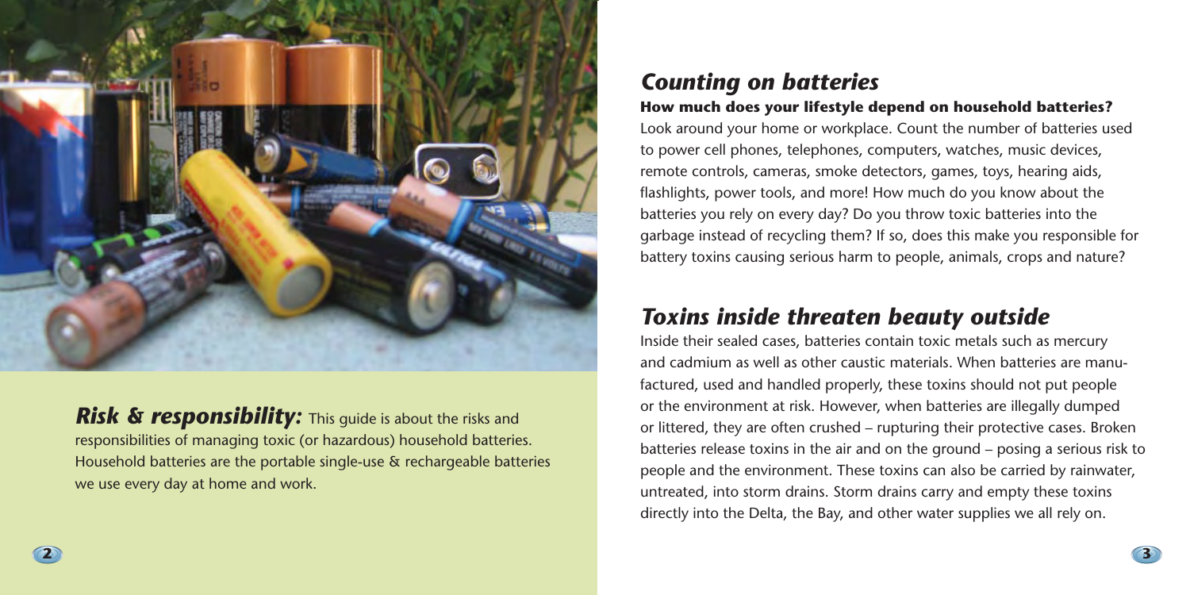***Risk & responsibility:*** This guide is about the risks and responsibilities of managing toxic (or hazardous) household batteries. Household batteries are the portable single-use & rechargeable batteries we use every day at home and work.

## *Counting on batteries*

**How much does your lifestyle depend on household batteries?**

Look around your home or workplace. Count the number of batteries used to power cell phones, telephones, computers, watches, music devices, remote controls, cameras, smoke detectors, games, toys, hearing aids, flashlights, power tools, and more! How much do you know about the batteries you rely on every day? Do you throw toxic batteries into the garbage instead of recycling them? If so, does this make you responsible for battery toxins causing serious harm to people, animals, crops and nature?

## *Toxins inside threaten beauty outside*

Inside their sealed cases, batteries contain toxic metals such as mercury and cadmium as well as other caustic materials. When batteries are manufactured, used and handled properly, these toxins should not put people or the environment at risk. However, when batteries are illegally dumped or littered, they are often crushed – rupturing their protective cases. Broken batteries release toxins in the air and on the ground – posing a serious risk to people and the environment. These toxins can also be carried by rainwater, untreated, into storm drains. Storm drains carry and empty these toxins directly into the Delta, the Bay, and other water supplies we all rely on.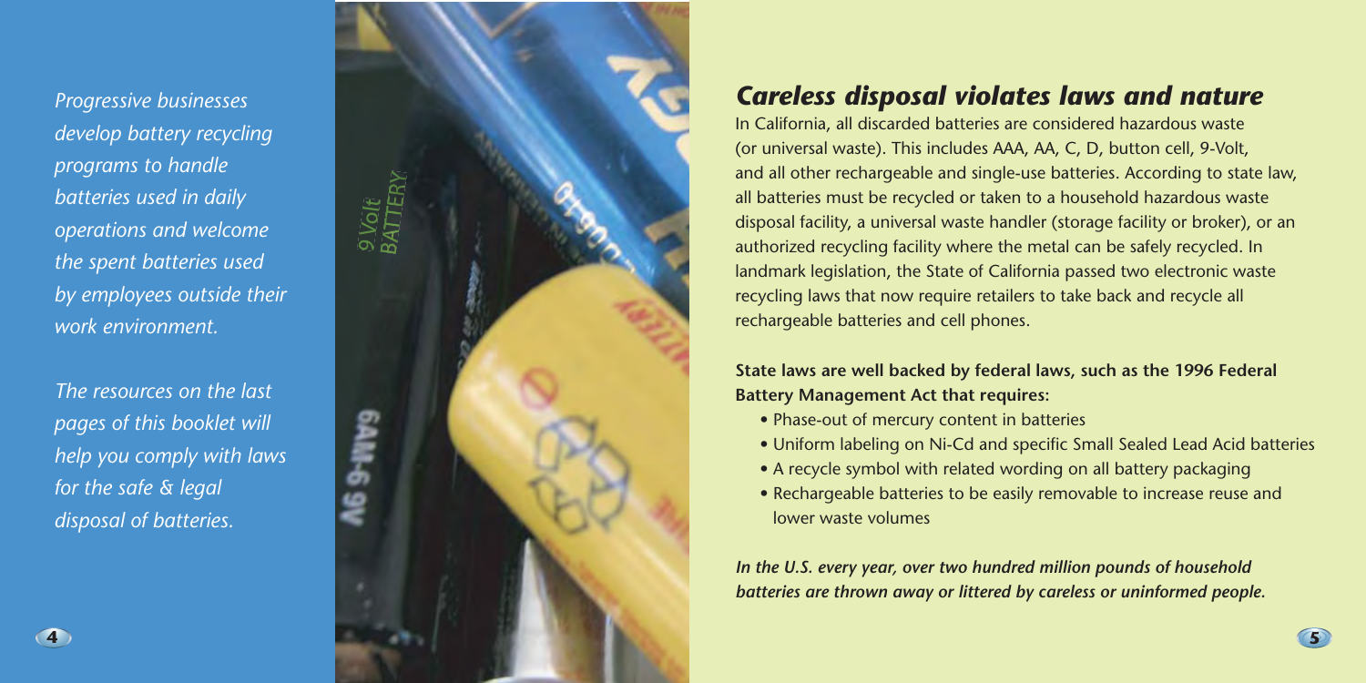*Progressive businesses develop battery recycling programs to handle batteries used in daily operations and welcome the spent batteries used by employees outside their work environment.*

*The resources on the last pages of this booklet will help you comply with laws for the safe & legal disposal of batteries.*

## *Careless disposal violates laws and nature*

In California, all discarded batteries are considered hazardous waste (or universal waste). This includes AAA, AA, C, D, button cell, 9-Volt, and all other rechargeable and single-use batteries. According to state law, all batteries must be recycled or taken to a household hazardous waste disposal facility, a universal waste handler (storage facility or broker), or an authorized recycling facility where the metal can be safely recycled. In landmark legislation, the State of California passed two electronic waste recycling laws that now require retailers to take back and recycle all rechargeable batteries and cell phones.

**State laws are well backed by federal laws, such as the 1996 Federal Battery Management Act that requires:**

- Phase-out of mercury content in batteries
- Uniform labeling on Ni-Cd and specific Small Sealed Lead Acid batteries
- A recycle symbol with related wording on all battery packaging
- Rechargeable batteries to be easily removable to increase reuse and lower waste volumes

***In the U.S. every year, over two hundred million pounds of household batteries are thrown away or littered by careless or uninformed people.***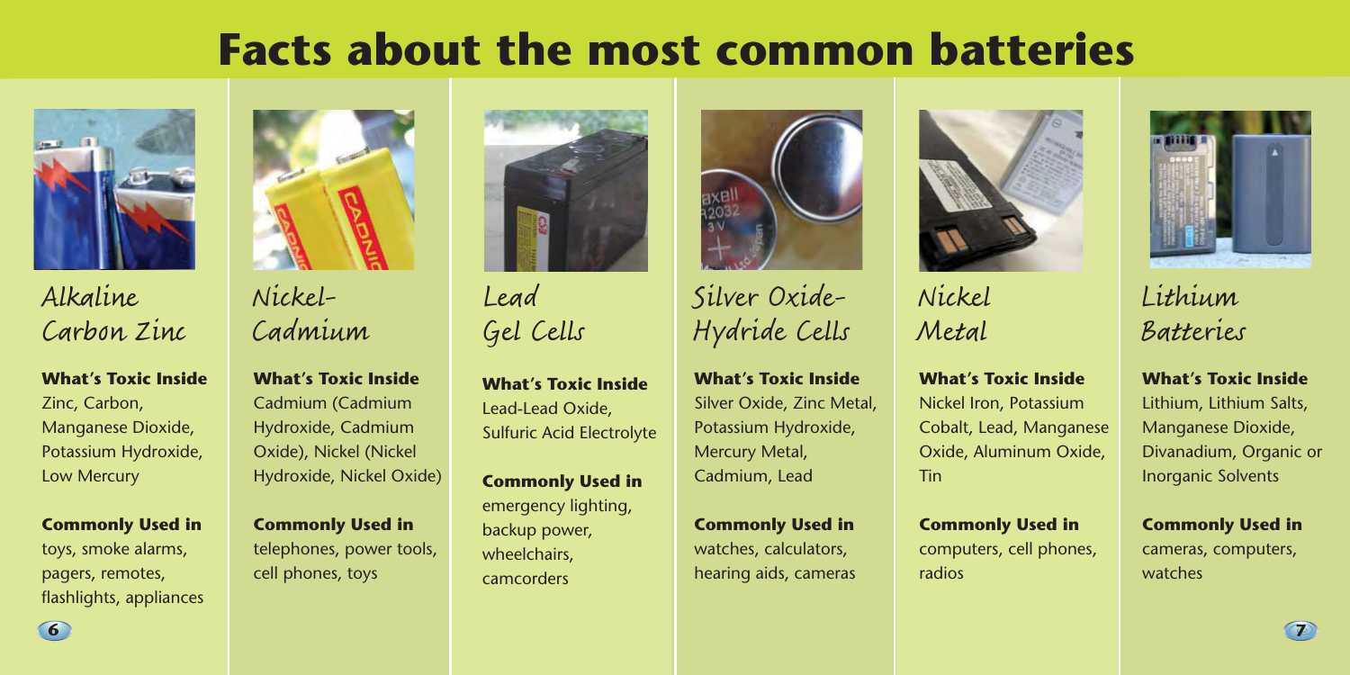# Facts about the most common batteries

## Alkaline Carbon Zinc

**What's Toxic Inside**
Zinc, Carbon, Manganese Dioxide, Potassium Hydroxide, Low Mercury

**Commonly Used in**
toys, smoke alarms, pagers, remotes, flashlights, appliances

## Nickel-Cadmium

**What's Toxic Inside**
Cadmium (Cadmium Hydroxide, Cadmium Oxide), Nickel (Nickel Hydroxide, Nickel Oxide)

**Commonly Used in**
telephones, power tools, cell phones, toys

## Lead Gel Cells

**What's Toxic Inside**
Lead-Lead Oxide, Sulfuric Acid Electrolyte

**Commonly Used in**
emergency lighting, backup power, wheelchairs, camcorders

## Silver Oxide-Hydride Cells

**What's Toxic Inside**
Silver Oxide, Zinc Metal, Potassium Hydroxide, Mercury Metal, Cadmium, Lead

**Commonly Used in**
watches, calculators, hearing aids, cameras

## Nickel Metal

**What's Toxic Inside**
Nickel Iron, Potassium Cobalt, Lead, Manganese Oxide, Aluminum Oxide, Tin

**Commonly Used in**
computers, cell phones, radios

## Lithium Batteries

**What's Toxic Inside**
Lithium, Lithium Salts, Manganese Dioxide, Divanadium, Organic or Inorganic Solvents

**Commonly Used in**
cameras, computers, watches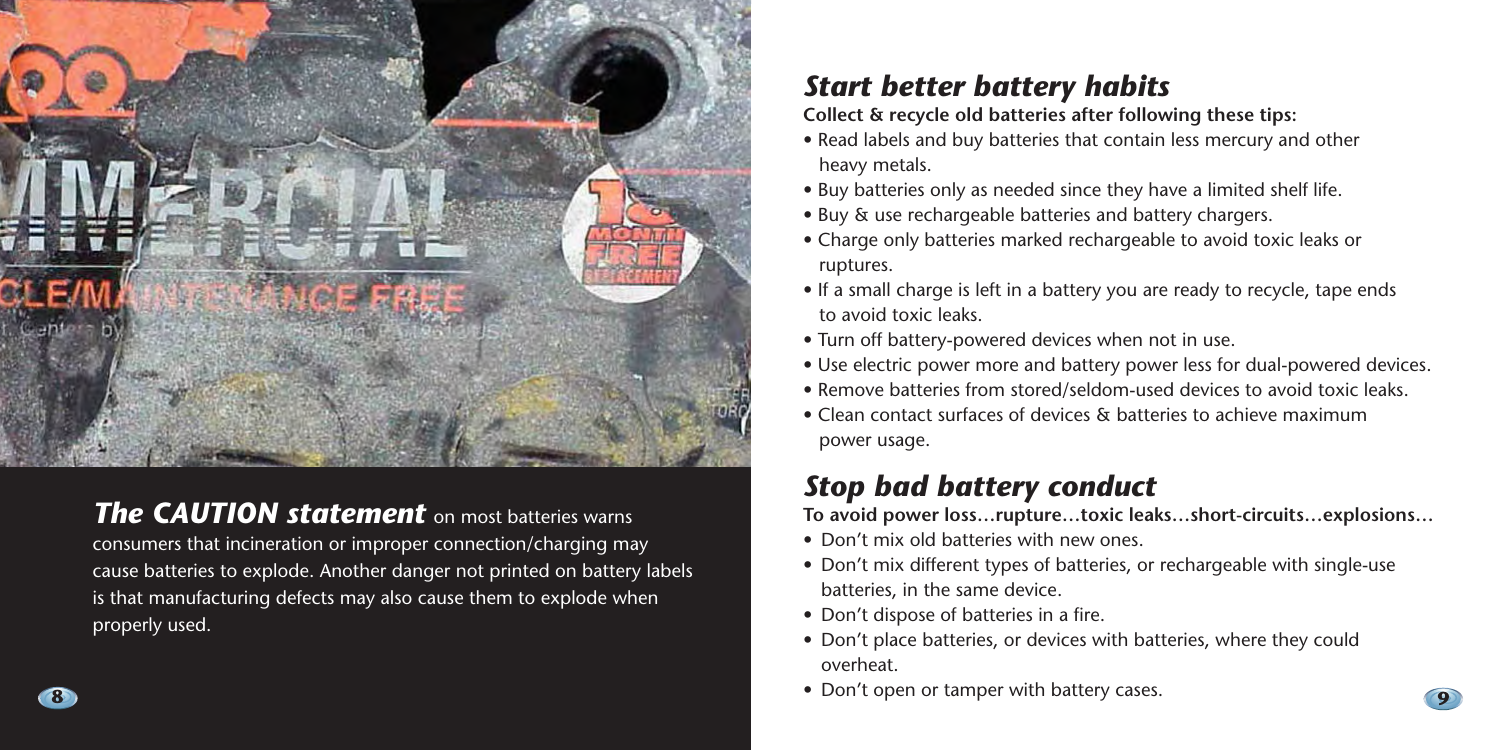***The CAUTION statement*** on most batteries warns consumers that incineration or improper connection/charging may cause batteries to explode. Another danger not printed on battery labels is that manufacturing defects may also cause them to explode when properly used.

## *Start better battery habits*

**Collect & recycle old batteries after following these tips:**

- Read labels and buy batteries that contain less mercury and other heavy metals.
- Buy batteries only as needed since they have a limited shelf life.
- Buy & use rechargeable batteries and battery chargers.
- Charge only batteries marked rechargeable to avoid toxic leaks or ruptures.
- If a small charge is left in a battery you are ready to recycle, tape ends to avoid toxic leaks.
- Turn off battery-powered devices when not in use.
- Use electric power more and battery power less for dual-powered devices.
- Remove batteries from stored/seldom-used devices to avoid toxic leaks.
- Clean contact surfaces of devices & batteries to achieve maximum power usage.

## *Stop bad battery conduct*

**To avoid power loss…rupture…toxic leaks…short-circuits…explosions…**

- Don't mix old batteries with new ones.
- Don't mix different types of batteries, or rechargeable with single-use batteries, in the same device.
- Don't dispose of batteries in a fire.
- Don't place batteries, or devices with batteries, where they could overheat.
- Don't open or tamper with battery cases.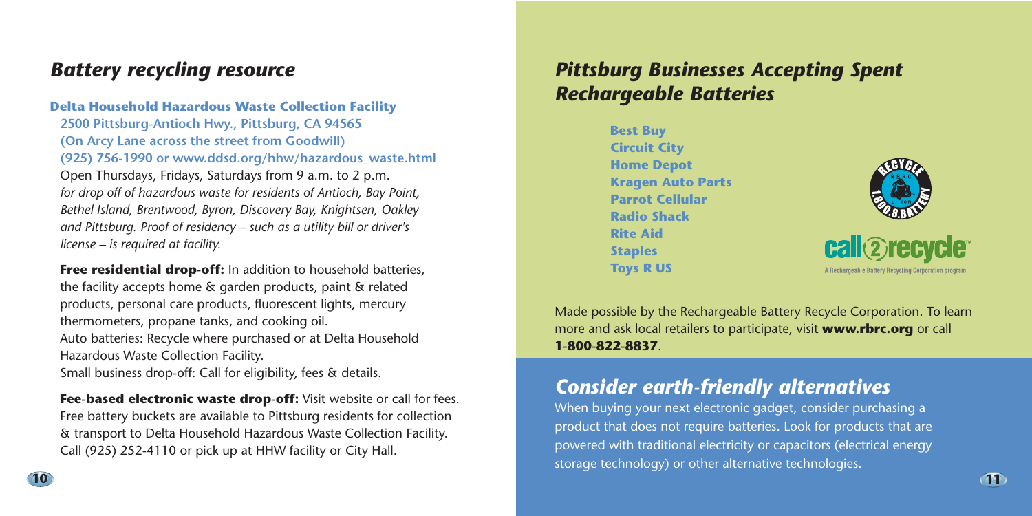## *Battery recycling resource*

**Delta Household Hazardous Waste Collection Facility**
**2500 Pittsburg-Antioch Hwy., Pittsburg, CA 94565**
**(On Arcy Lane across the street from Goodwill)**
**(925) 756-1990 or www.ddsd.org/hhw/hazardous_waste.html**
Open Thursdays, Fridays, Saturdays from 9 a.m. to 2 p.m.
*for drop off of hazardous waste for residents of Antioch, Bay Point, Bethel Island, Brentwood, Byron, Discovery Bay, Knightsen, Oakley and Pittsburg. Proof of residency – such as a utility bill or driver's license – is required at facility.*

**Free residential drop-off:** In addition to household batteries, the facility accepts home & garden products, paint & related products, personal care products, fluorescent lights, mercury thermometers, propane tanks, and cooking oil.
Auto batteries: Recycle where purchased or at Delta Household Hazardous Waste Collection Facility.
Small business drop-off: Call for eligibility, fees & details.

**Fee-based electronic waste drop-off:** Visit website or call for fees. Free battery buckets are available to Pittsburg residents for collection & transport to Delta Household Hazardous Waste Collection Facility. Call (925) 252-4110 or pick up at HHW facility or City Hall.

## *Pittsburg Businesses Accepting Spent Rechargeable Batteries*

**Best Buy**
**Circuit City**
**Home Depot**
**Kragen Auto Parts**
**Parrot Cellular**
**Radio Shack**
**Rite Aid**
**Staples**
**Toys R US**

RECYCLE RBRC Li-ion 1.800.8.BATTERY

call2recycle™
A Rechargeable Battery Recycling Corporation program

Made possible by the Rechargeable Battery Recycle Corporation. To learn more and ask local retailers to participate, visit **www.rbrc.org** or call **1-800-822-8837**.

## *Consider earth-friendly alternatives*

When buying your next electronic gadget, consider purchasing a product that does not require batteries. Look for products that are powered with traditional electricity or capacitors (electrical energy storage technology) or other alternative technologies.